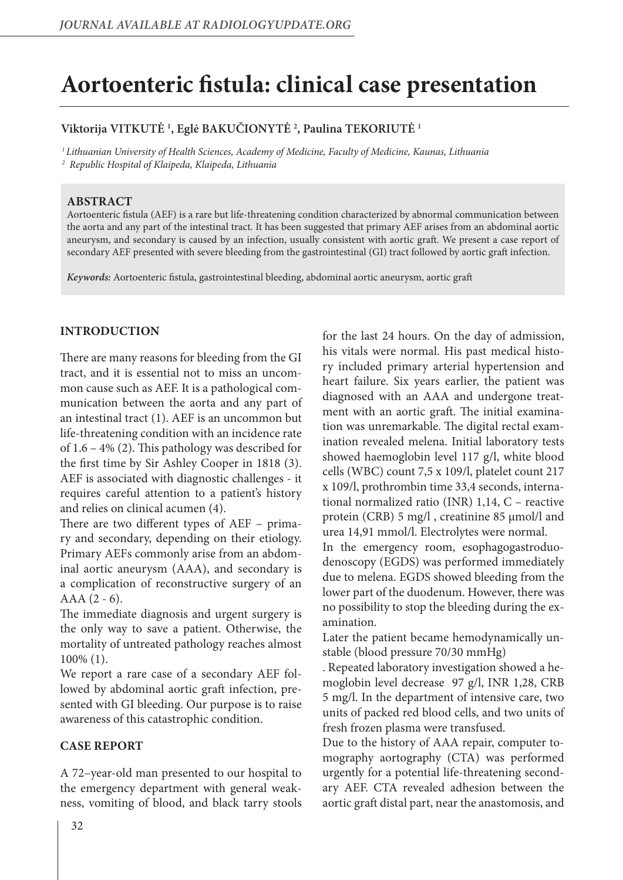# Aortoenteric fistula: clinical case presentation

**Viktorija VITKUTĖ [1], Eglė BAKUČIONYTĖ [2], Paulina TEKORIUTĖ [1]**

*[1] Lithuanian University of Health Sciences, Academy of Medicine, Faculty of Medicine, Kaunas, Lithuania*
*[2] Republic Hospital of Klaipeda, Klaipeda, Lithuania*

## ABSTRACT

Aortoenteric fistula (AEF) is a rare but life-threatening condition characterized by abnormal communication between the aorta and any part of the intestinal tract. It has been suggested that primary AEF arises from an abdominal aortic aneurysm, and secondary is caused by an infection, usually consistent with aortic graft. We present a case report of secondary AEF presented with severe bleeding from the gastrointestinal (GI) tract followed by aortic graft infection.

***Keywords:*** Aortoenteric fistula, gastrointestinal bleeding, abdominal aortic aneurysm, aortic graft

## INTRODUCTION

There are many reasons for bleeding from the GI tract, and it is essential not to miss an uncommon cause such as AEF. It is a pathological communication between the aorta and any part of an intestinal tract (1). AEF is an uncommon but life-threatening condition with an incidence rate of 1.6 – 4% (2). This pathology was described for the first time by Sir Ashley Cooper in 1818 (3). AEF is associated with diagnostic challenges - it requires careful attention to a patient's history and relies on clinical acumen (4).

There are two different types of AEF – primary and secondary, depending on their etiology. Primary AEFs commonly arise from an abdominal aortic aneurysm (AAA), and secondary is a complication of reconstructive surgery of an AAA (2 - 6).

The immediate diagnosis and urgent surgery is the only way to save a patient. Otherwise, the mortality of untreated pathology reaches almost 100% (1).

We report a rare case of a secondary AEF followed by abdominal aortic graft infection, presented with GI bleeding. Our purpose is to raise awareness of this catastrophic condition.

## CASE REPORT

A 72–year-old man presented to our hospital to the emergency department with general weakness, vomiting of blood, and black tarry stools for the last 24 hours. On the day of admission, his vitals were normal. His past medical history included primary arterial hypertension and heart failure. Six years earlier, the patient was diagnosed with an AAA and undergone treatment with an aortic graft. The initial examination was unremarkable. The digital rectal examination revealed melena. Initial laboratory tests showed haemoglobin level 117 g/l, white blood cells (WBC) count 7,5 x 109/l, platelet count 217 x 109/l, prothrombin time 33,4 seconds, international normalized ratio (INR) 1,14, C – reactive protein (CRB) 5 mg/l , creatinine 85 μmol/l and urea 14,91 mmol/l. Electrolytes were normal.

In the emergency room, esophagogastroduodenoscopy (EGDS) was performed immediately due to melena. EGDS showed bleeding from the lower part of the duodenum. However, there was no possibility to stop the bleeding during the examination.

Later the patient became hemodynamically unstable (blood pressure 70/30 mmHg)

. Repeated laboratory investigation showed a hemoglobin level decrease 97 g/l, INR 1,28, CRB 5 mg/l. In the department of intensive care, two units of packed red blood cells, and two units of fresh frozen plasma were transfused.

Due to the history of AAA repair, computer tomography aortography (CTA) was performed urgently for a potential life-threatening secondary AEF. CTA revealed adhesion between the aortic graft distal part, near the anastomosis, and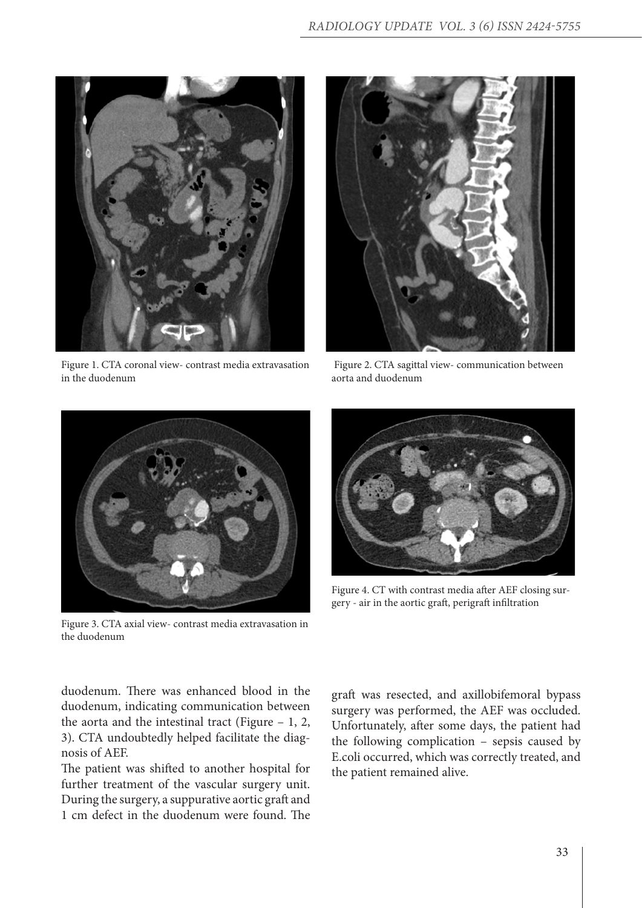Figure 1. CTA coronal view- contrast media extravasation in the duodenum

Figure 2. CTA sagittal view- communication between aorta and duodenum

Figure 3. CTA axial view- contrast media extravasation in the duodenum

Figure 4. CT with contrast media after AEF closing surgery - air in the aortic graft, perigraft infiltration

duodenum. There was enhanced blood in the duodenum, indicating communication between the aorta and the intestinal tract (Figure – 1, 2, 3). CTA undoubtedly helped facilitate the diagnosis of AEF.

The patient was shifted to another hospital for further treatment of the vascular surgery unit. During the surgery, a suppurative aortic graft and 1 cm defect in the duodenum were found. The graft was resected, and axillobifemoral bypass surgery was performed, the AEF was occluded. Unfortunately, after some days, the patient had the following complication – sepsis caused by E.coli occurred, which was correctly treated, and the patient remained alive.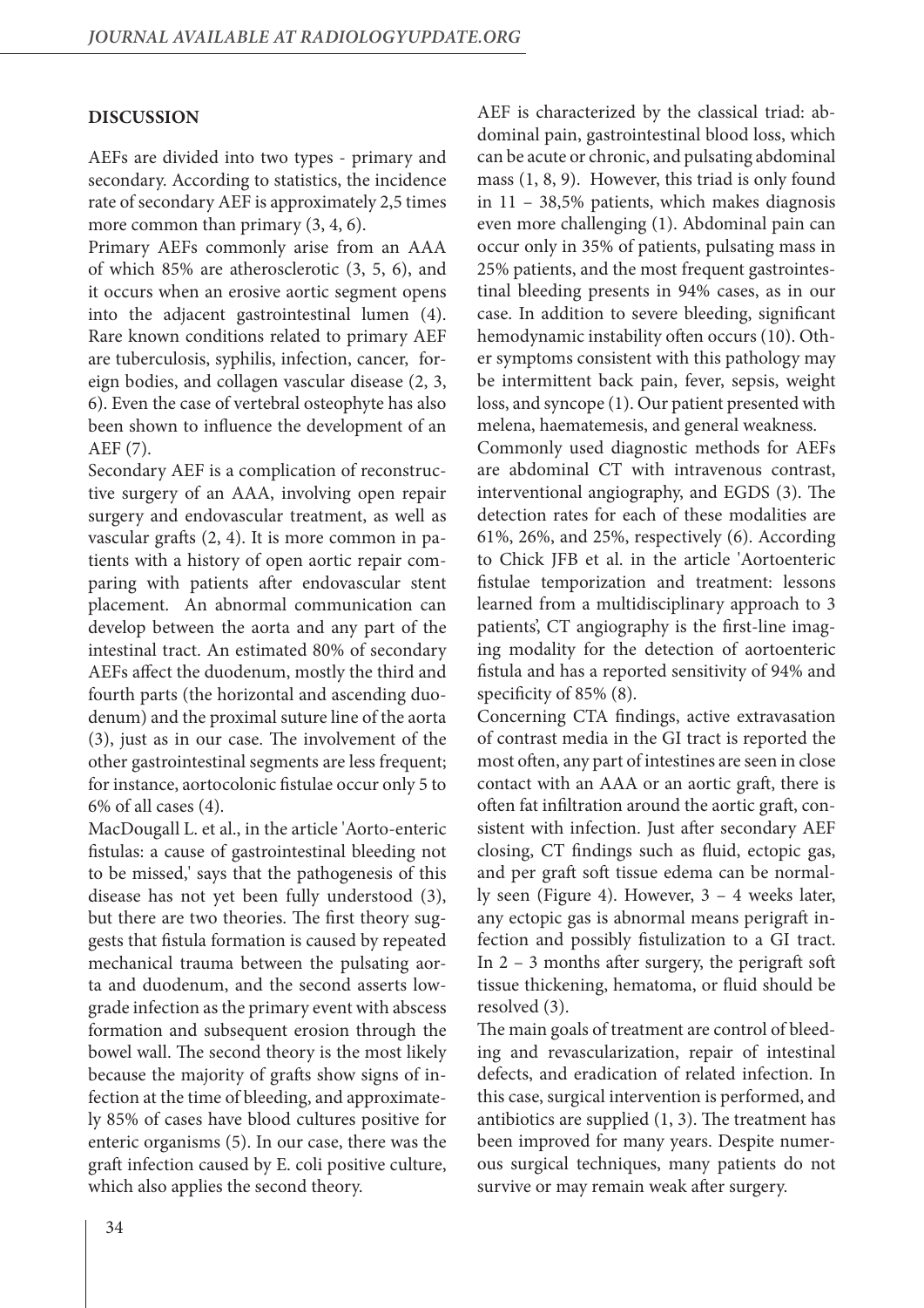## DISCUSSION

AEFs are divided into two types - primary and secondary. According to statistics, the incidence rate of secondary AEF is approximately 2,5 times more common than primary (3, 4, 6).

Primary AEFs commonly arise from an AAA of which 85% are atherosclerotic (3, 5, 6), and it occurs when an erosive aortic segment opens into the adjacent gastrointestinal lumen (4). Rare known conditions related to primary AEF are tuberculosis, syphilis, infection, cancer, foreign bodies, and collagen vascular disease (2, 3, 6). Even the case of vertebral osteophyte has also been shown to influence the development of an AEF (7).

Secondary AEF is a complication of reconstructive surgery of an AAA, involving open repair surgery and endovascular treatment, as well as vascular grafts (2, 4). It is more common in patients with a history of open aortic repair comparing with patients after endovascular stent placement. An abnormal communication can develop between the aorta and any part of the intestinal tract. An estimated 80% of secondary AEFs affect the duodenum, mostly the third and fourth parts (the horizontal and ascending duodenum) and the proximal suture line of the aorta (3), just as in our case. The involvement of the other gastrointestinal segments are less frequent; for instance, aortocolonic fistulae occur only 5 to 6% of all cases (4).

MacDougall L. et al., in the article 'Aorto-enteric fistulas: a cause of gastrointestinal bleeding not to be missed,' says that the pathogenesis of this disease has not yet been fully understood (3), but there are two theories. The first theory suggests that fistula formation is caused by repeated mechanical trauma between the pulsating aorta and duodenum, and the second asserts low-grade infection as the primary event with abscess formation and subsequent erosion through the bowel wall. The second theory is the most likely because the majority of grafts show signs of infection at the time of bleeding, and approximately 85% of cases have blood cultures positive for enteric organisms (5). In our case, there was the graft infection caused by E. coli positive culture, which also applies the second theory.

AEF is characterized by the classical triad: abdominal pain, gastrointestinal blood loss, which can be acute or chronic, and pulsating abdominal mass (1, 8, 9). However, this triad is only found in 11 – 38,5% patients, which makes diagnosis even more challenging (1). Abdominal pain can occur only in 35% of patients, pulsating mass in 25% patients, and the most frequent gastrointestinal bleeding presents in 94% cases, as in our case. In addition to severe bleeding, significant hemodynamic instability often occurs (10). Other symptoms consistent with this pathology may be intermittent back pain, fever, sepsis, weight loss, and syncope (1). Our patient presented with melena, haematemesis, and general weakness.

Commonly used diagnostic methods for AEFs are abdominal CT with intravenous contrast, interventional angiography, and EGDS (3). The detection rates for each of these modalities are 61%, 26%, and 25%, respectively (6). According to Chick JFB et al. in the article 'Aortoenteric fistulae temporization and treatment: lessons learned from a multidisciplinary approach to 3 patients', CT angiography is the first-line imaging modality for the detection of aortoenteric fistula and has a reported sensitivity of 94% and specificity of 85% (8).

Concerning CTA findings, active extravasation of contrast media in the GI tract is reported the most often, any part of intestines are seen in close contact with an AAA or an aortic graft, there is often fat infiltration around the aortic graft, consistent with infection. Just after secondary AEF closing, CT findings such as fluid, ectopic gas, and per graft soft tissue edema can be normally seen (Figure 4). However, 3 – 4 weeks later, any ectopic gas is abnormal means perigraft infection and possibly fistulization to a GI tract. In 2 – 3 months after surgery, the perigraft soft tissue thickening, hematoma, or fluid should be resolved (3).

The main goals of treatment are control of bleeding and revascularization, repair of intestinal defects, and eradication of related infection. In this case, surgical intervention is performed, and antibiotics are supplied (1, 3). The treatment has been improved for many years. Despite numerous surgical techniques, many patients do not survive or may remain weak after surgery.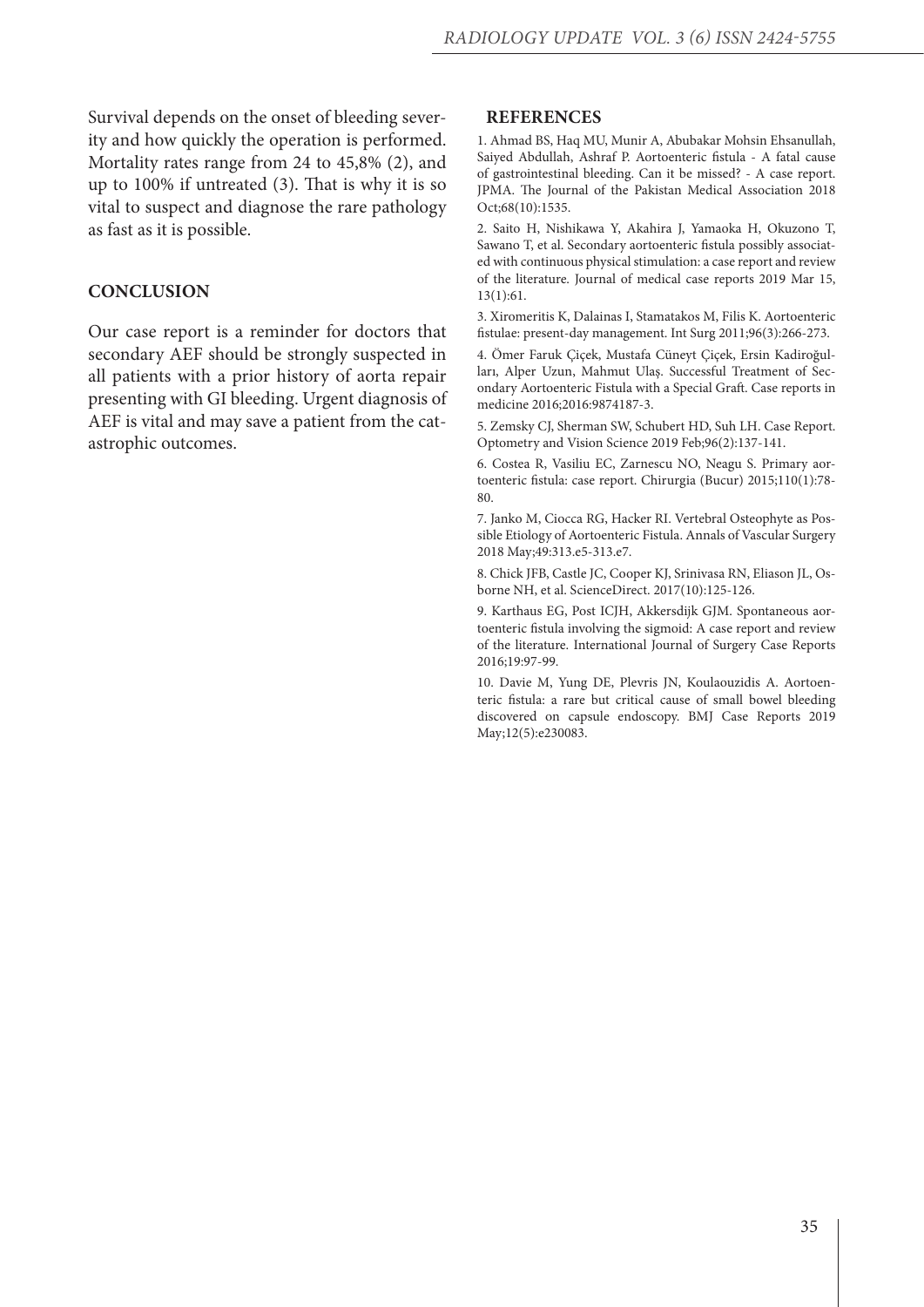Survival depends on the onset of bleeding severity and how quickly the operation is performed. Mortality rates range from 24 to 45,8% (2), and up to 100% if untreated (3). That is why it is so vital to suspect and diagnose the rare pathology as fast as it is possible.

## CONCLUSION

Our case report is a reminder for doctors that secondary AEF should be strongly suspected in all patients with a prior history of aorta repair presenting with GI bleeding. Urgent diagnosis of AEF is vital and may save a patient from the catastrophic outcomes.

## REFERENCES

1. Ahmad BS, Haq MU, Munir A, Abubakar Mohsin Ehsanullah, Saiyed Abdullah, Ashraf P. Aortoenteric fistula - A fatal cause of gastrointestinal bleeding. Can it be missed? - A case report. JPMA. The Journal of the Pakistan Medical Association 2018 Oct;68(10):1535.

2. Saito H, Nishikawa Y, Akahira J, Yamaoka H, Okuzono T, Sawano T, et al. Secondary aortoenteric fistula possibly associated with continuous physical stimulation: a case report and review of the literature. Journal of medical case reports 2019 Mar 15, 13(1):61.

3. Xiromeritis K, Dalainas I, Stamatakos M, Filis K. Aortoenteric fistulae: present-day management. Int Surg 2011;96(3):266-273.

4. Ömer Faruk Çiçek, Mustafa Cüneyt Çiçek, Ersin Kadiroğulları, Alper Uzun, Mahmut Ulaş. Successful Treatment of Secondary Aortoenteric Fistula with a Special Graft. Case reports in medicine 2016;2016:9874187-3.

5. Zemsky CJ, Sherman SW, Schubert HD, Suh LH. Case Report. Optometry and Vision Science 2019 Feb;96(2):137-141.

6. Costea R, Vasiliu EC, Zarnescu NO, Neagu S. Primary aortoenteric fistula: case report. Chirurgia (Bucur) 2015;110(1):78-80.

7. Janko M, Ciocca RG, Hacker RI. Vertebral Osteophyte as Possible Etiology of Aortoenteric Fistula. Annals of Vascular Surgery 2018 May;49:313.e5-313.e7.

8. Chick JFB, Castle JC, Cooper KJ, Srinivasa RN, Eliason JL, Osborne NH, et al. ScienceDirect. 2017(10):125-126.

9. Karthaus EG, Post ICJH, Akkersdijk GJM. Spontaneous aortoenteric fistula involving the sigmoid: A case report and review of the literature. International Journal of Surgery Case Reports 2016;19:97-99.

10. Davie M, Yung DE, Plevris JN, Koulaouzidis A. Aortoenteric fistula: a rare but critical cause of small bowel bleeding discovered on capsule endoscopy. BMJ Case Reports 2019 May;12(5):e230083.